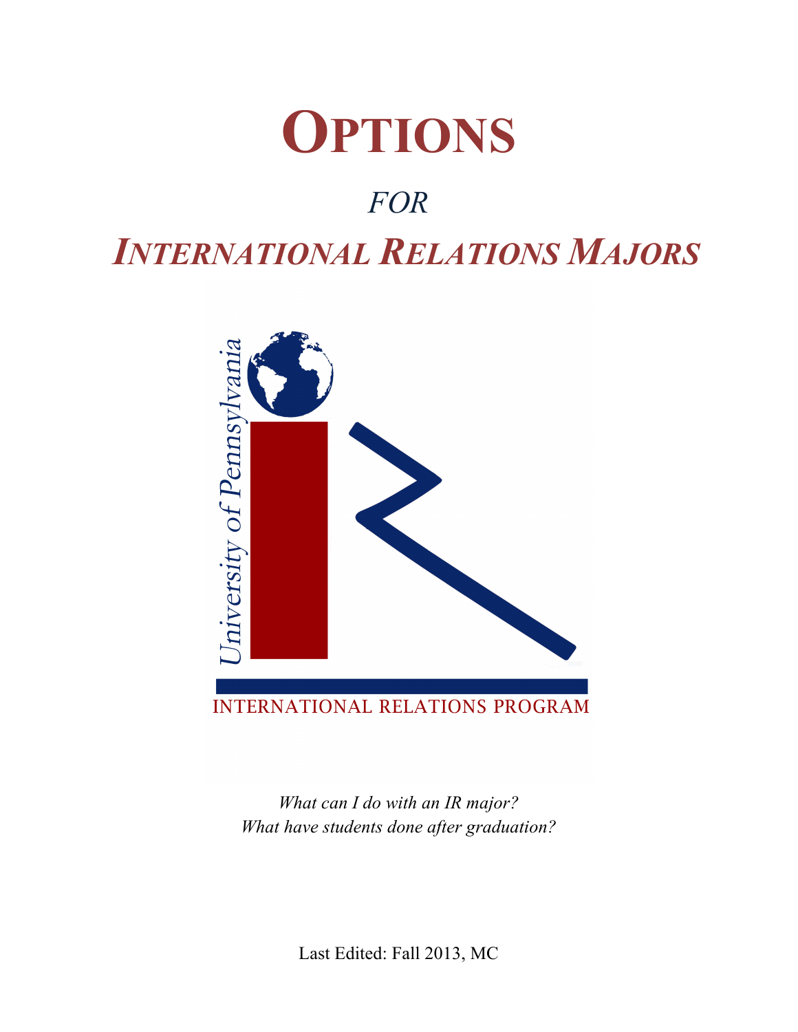# OPTIONS

## *FOR*

# *INTERNATIONAL RELATIONS MAJORS*

University of Pennsylvania

INTERNATIONAL RELATIONS PROGRAM

*What can I do with an IR major?*
*What have students done after graduation?*

Last Edited: Fall 2013, MC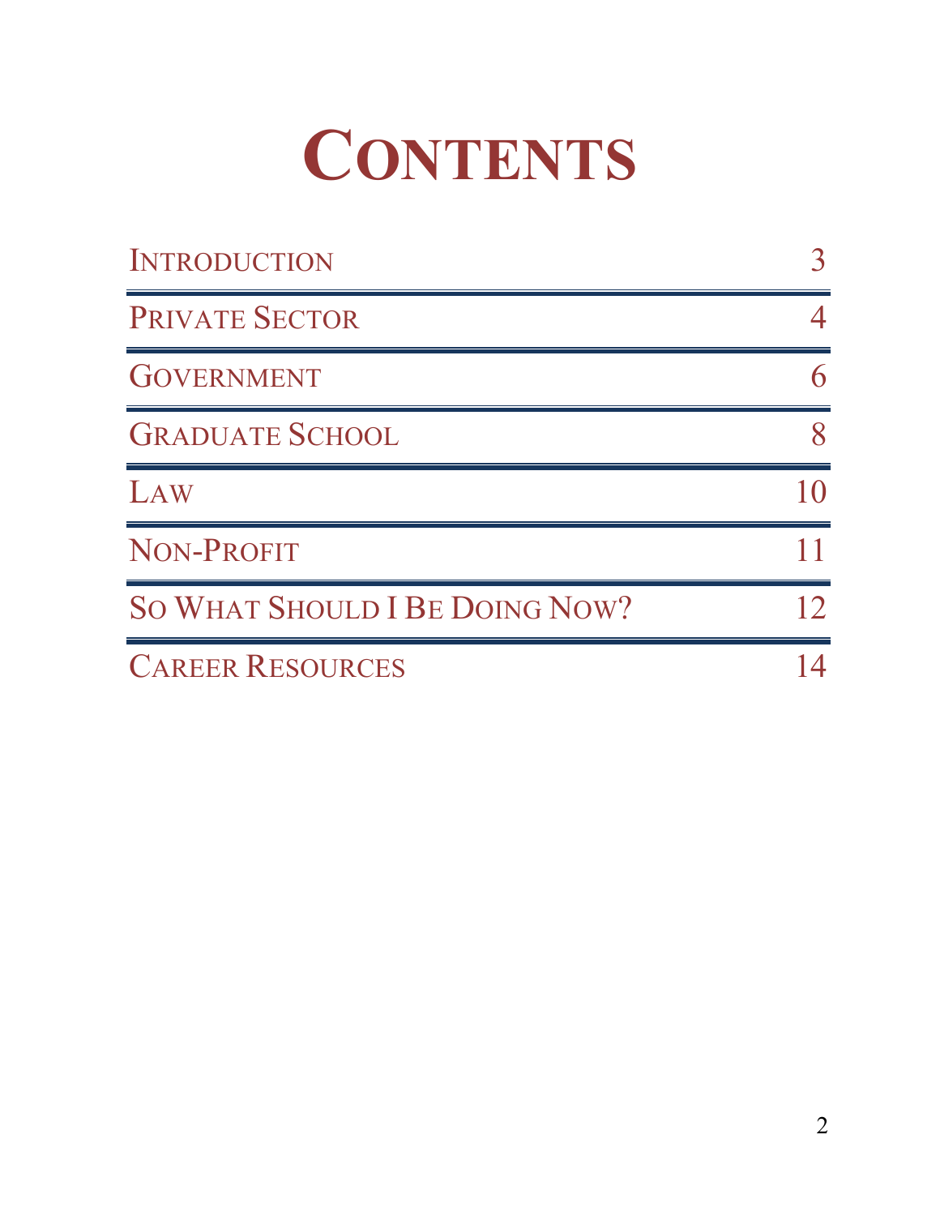# Contents

| | |
|---|---|
| Introduction | 3 |
| Private Sector | 4 |
| Government | 6 |
| Graduate School | 8 |
| Law | 10 |
| Non-Profit | 11 |
| So What Should I Be Doing Now? | 12 |
| Career Resources | 14 |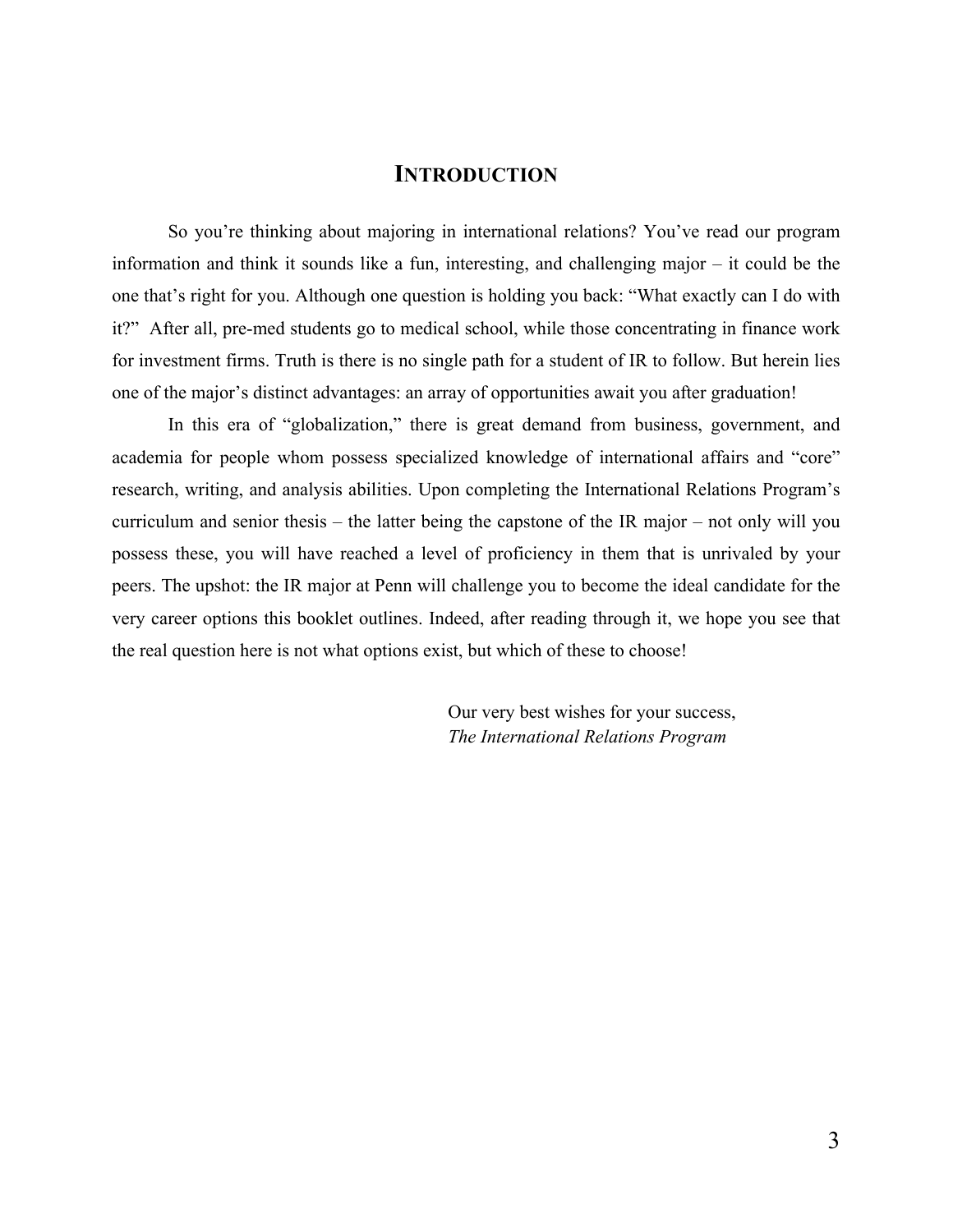# INTRODUCTION

So you're thinking about majoring in international relations? You've read our program information and think it sounds like a fun, interesting, and challenging major – it could be the one that's right for you. Although one question is holding you back: "What exactly can I do with it?" After all, pre-med students go to medical school, while those concentrating in finance work for investment firms. Truth is there is no single path for a student of IR to follow. But herein lies one of the major's distinct advantages: an array of opportunities await you after graduation!

In this era of "globalization," there is great demand from business, government, and academia for people whom possess specialized knowledge of international affairs and "core" research, writing, and analysis abilities. Upon completing the International Relations Program's curriculum and senior thesis – the latter being the capstone of the IR major – not only will you possess these, you will have reached a level of proficiency in them that is unrivaled by your peers. The upshot: the IR major at Penn will challenge you to become the ideal candidate for the very career options this booklet outlines. Indeed, after reading through it, we hope you see that the real question here is not what options exist, but which of these to choose!

Our very best wishes for your success,
*The International Relations Program*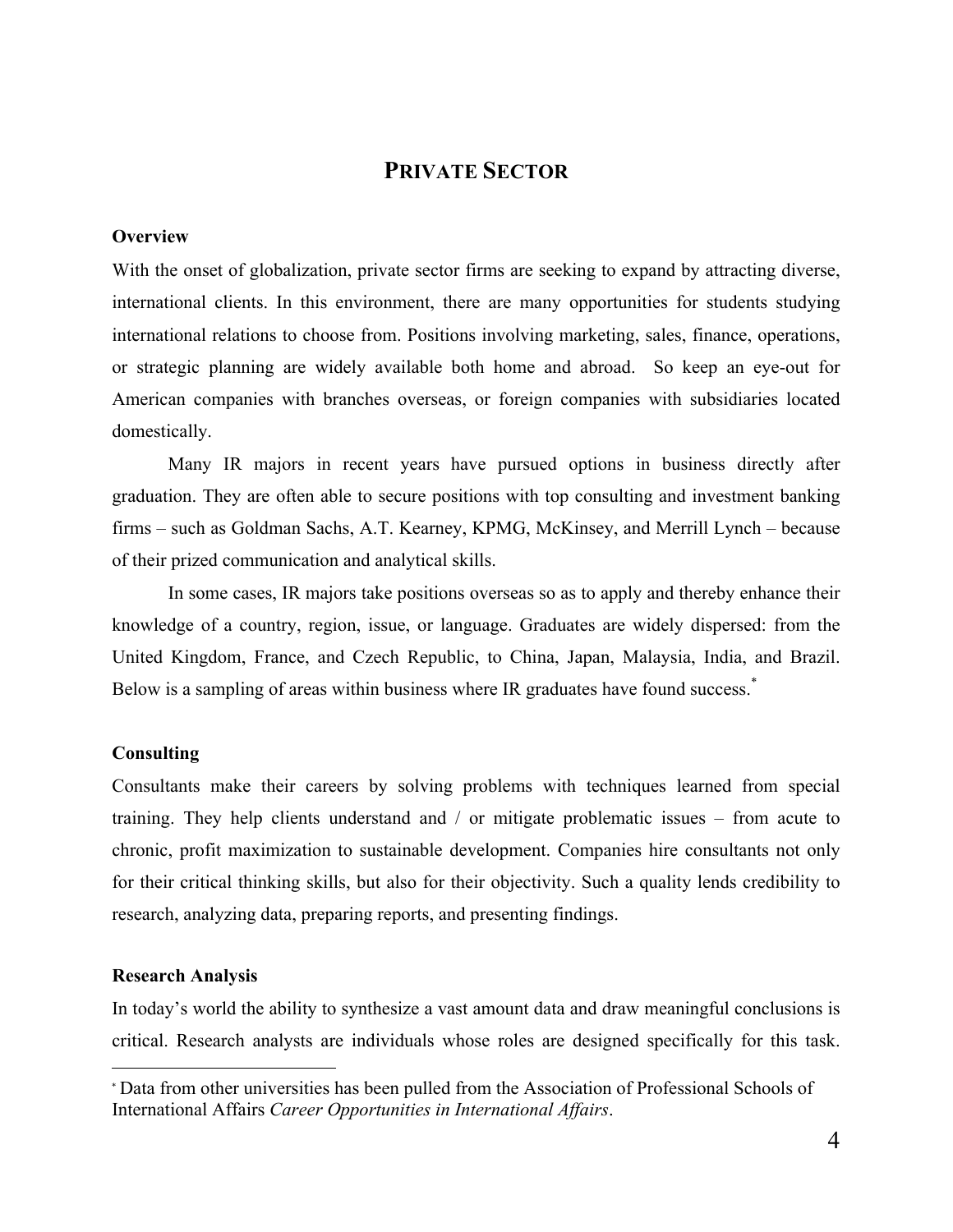# PRIVATE SECTOR

**Overview**

With the onset of globalization, private sector firms are seeking to expand by attracting diverse, international clients. In this environment, there are many opportunities for students studying international relations to choose from. Positions involving marketing, sales, finance, operations, or strategic planning are widely available both home and abroad. So keep an eye-out for American companies with branches overseas, or foreign companies with subsidiaries located domestically.

Many IR majors in recent years have pursued options in business directly after graduation. They are often able to secure positions with top consulting and investment banking firms – such as Goldman Sachs, A.T. Kearney, KPMG, McKinsey, and Merrill Lynch – because of their prized communication and analytical skills.

In some cases, IR majors take positions overseas so as to apply and thereby enhance their knowledge of a country, region, issue, or language. Graduates are widely dispersed: from the United Kingdom, France, and Czech Republic, to China, Japan, Malaysia, India, and Brazil. Below is a sampling of areas within business where IR graduates have found success.[*]

**Consulting**

Consultants make their careers by solving problems with techniques learned from special training. They help clients understand and / or mitigate problematic issues – from acute to chronic, profit maximization to sustainable development. Companies hire consultants not only for their critical thinking skills, but also for their objectivity. Such a quality lends credibility to research, analyzing data, preparing reports, and presenting findings.

**Research Analysis**

In today's world the ability to synthesize a vast amount data and draw meaningful conclusions is critical. Research analysts are individuals whose roles are designed specifically for this task.

[*] Data from other universities has been pulled from the Association of Professional Schools of International Affairs *Career Opportunities in International Affairs*.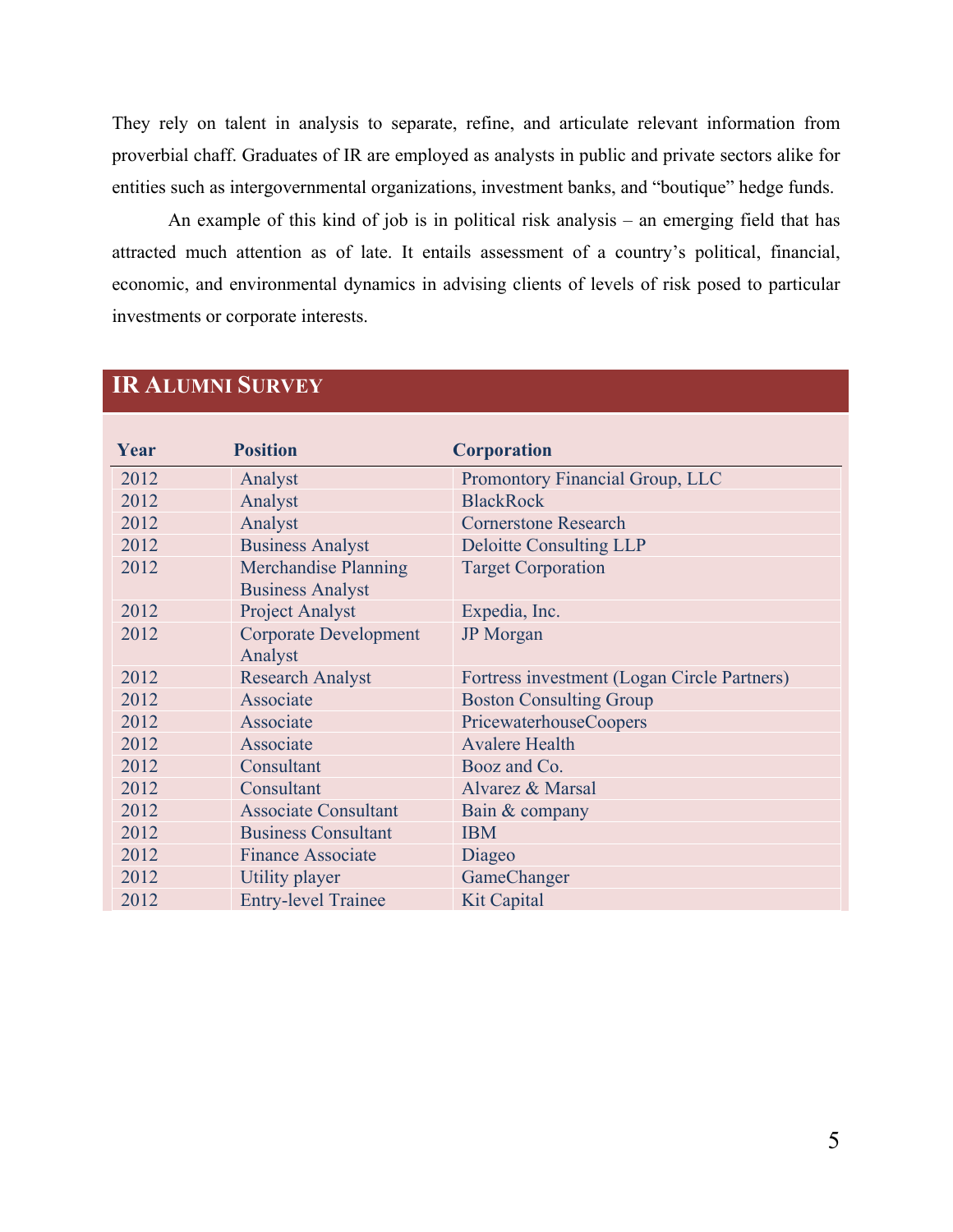They rely on talent in analysis to separate, refine, and articulate relevant information from proverbial chaff. Graduates of IR are employed as analysts in public and private sectors alike for entities such as intergovernmental organizations, investment banks, and "boutique" hedge funds.

An example of this kind of job is in political risk analysis – an emerging field that has attracted much attention as of late. It entails assessment of a country's political, financial, economic, and environmental dynamics in advising clients of levels of risk posed to particular investments or corporate interests.

## IR Alumni Survey

| Year | Position | Corporation |
|---|---|---|
| 2012 | Analyst | Promontory Financial Group, LLC |
| 2012 | Analyst | BlackRock |
| 2012 | Analyst | Cornerstone Research |
| 2012 | Business Analyst | Deloitte Consulting LLP |
| 2012 | Merchandise Planning Business Analyst | Target Corporation |
| 2012 | Project Analyst | Expedia, Inc. |
| 2012 | Corporate Development Analyst | JP Morgan |
| 2012 | Research Analyst | Fortress investment (Logan Circle Partners) |
| 2012 | Associate | Boston Consulting Group |
| 2012 | Associate | PricewaterhouseCoopers |
| 2012 | Associate | Avalere Health |
| 2012 | Consultant | Booz and Co. |
| 2012 | Consultant | Alvarez & Marsal |
| 2012 | Associate Consultant | Bain & company |
| 2012 | Business Consultant | IBM |
| 2012 | Finance Associate | Diageo |
| 2012 | Utility player | GameChanger |
| 2012 | Entry-level Trainee | Kit Capital |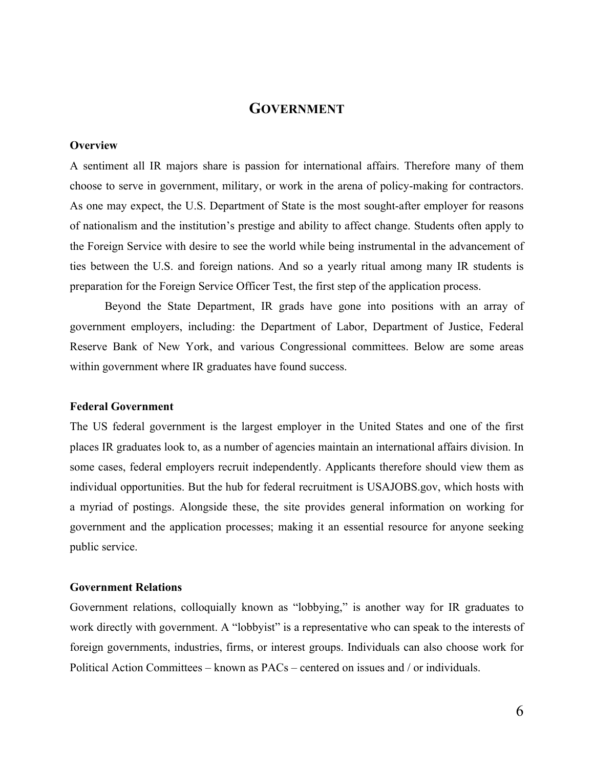# GOVERNMENT

**Overview**

A sentiment all IR majors share is passion for international affairs. Therefore many of them choose to serve in government, military, or work in the arena of policy-making for contractors. As one may expect, the U.S. Department of State is the most sought-after employer for reasons of nationalism and the institution's prestige and ability to affect change. Students often apply to the Foreign Service with desire to see the world while being instrumental in the advancement of ties between the U.S. and foreign nations. And so a yearly ritual among many IR students is preparation for the Foreign Service Officer Test, the first step of the application process.

Beyond the State Department, IR grads have gone into positions with an array of government employers, including: the Department of Labor, Department of Justice, Federal Reserve Bank of New York, and various Congressional committees. Below are some areas within government where IR graduates have found success.

**Federal Government**

The US federal government is the largest employer in the United States and one of the first places IR graduates look to, as a number of agencies maintain an international affairs division. In some cases, federal employers recruit independently. Applicants therefore should view them as individual opportunities. But the hub for federal recruitment is USAJOBS.gov, which hosts with a myriad of postings. Alongside these, the site provides general information on working for government and the application processes; making it an essential resource for anyone seeking public service.

**Government Relations**

Government relations, colloquially known as "lobbying," is another way for IR graduates to work directly with government. A "lobbyist" is a representative who can speak to the interests of foreign governments, industries, firms, or interest groups. Individuals can also choose work for Political Action Committees – known as PACs – centered on issues and / or individuals.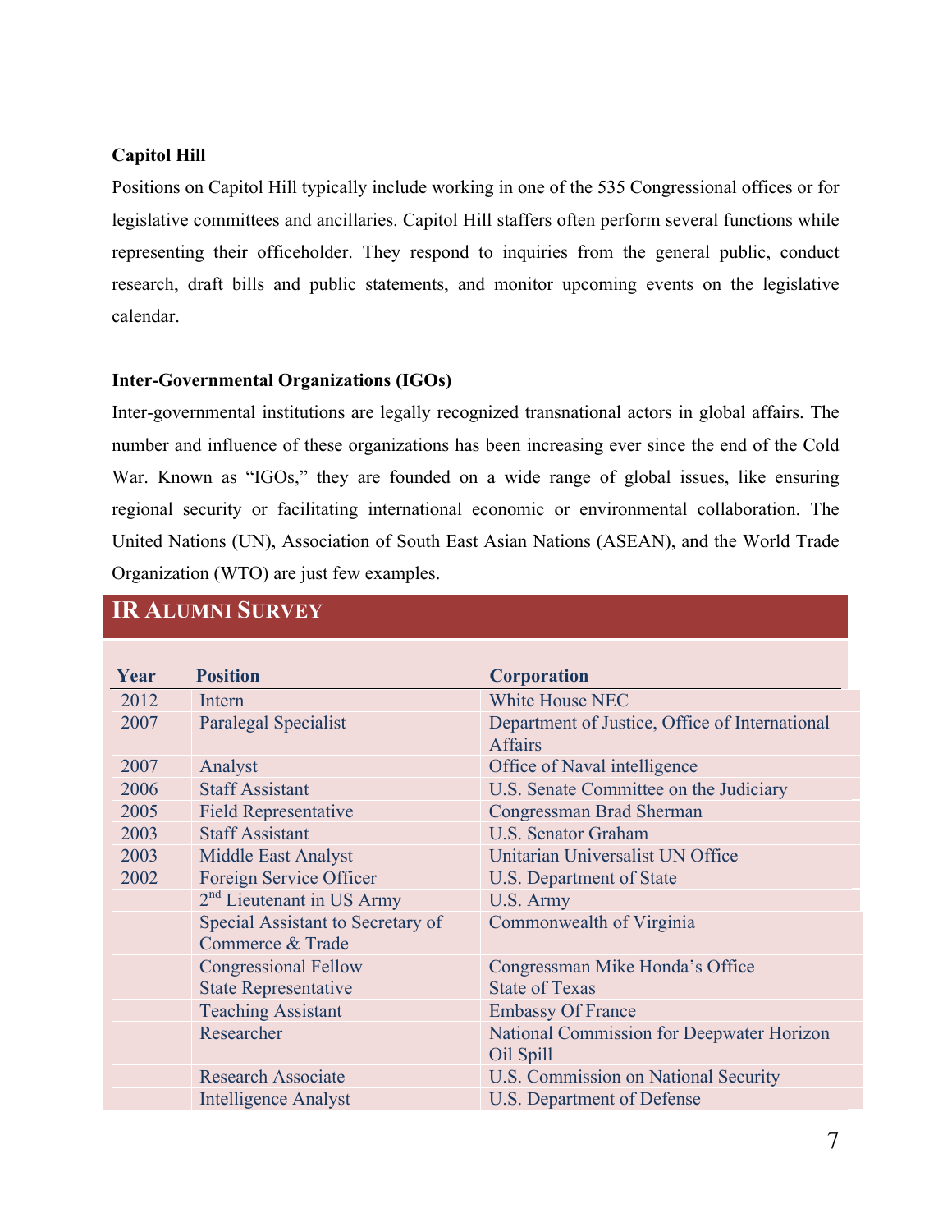**Capitol Hill**

Positions on Capitol Hill typically include working in one of the 535 Congressional offices or for legislative committees and ancillaries. Capitol Hill staffers often perform several functions while representing their officeholder. They respond to inquiries from the general public, conduct research, draft bills and public statements, and monitor upcoming events on the legislative calendar.

**Inter-Governmental Organizations (IGOs)**

Inter-governmental institutions are legally recognized transnational actors in global affairs. The number and influence of these organizations has been increasing ever since the end of the Cold War. Known as "IGOs," they are founded on a wide range of global issues, like ensuring regional security or facilitating international economic or environmental collaboration. The United Nations (UN), Association of South East Asian Nations (ASEAN), and the World Trade Organization (WTO) are just few examples.

## IR Alumni Survey

| Year | Position | Corporation |
|---|---|---|
| 2012 | Intern | White House NEC |
| 2007 | Paralegal Specialist | Department of Justice, Office of International Affairs |
| 2007 | Analyst | Office of Naval intelligence |
| 2006 | Staff Assistant | U.S. Senate Committee on the Judiciary |
| 2005 | Field Representative | Congressman Brad Sherman |
| 2003 | Staff Assistant | U.S. Senator Graham |
| 2003 | Middle East Analyst | Unitarian Universalist UN Office |
| 2002 | Foreign Service Officer | U.S. Department of State |
| | 2nd Lieutenant in US Army | U.S. Army |
| | Special Assistant to Secretary of Commerce & Trade | Commonwealth of Virginia |
| | Congressional Fellow | Congressman Mike Honda's Office |
| | State Representative | State of Texas |
| | Teaching Assistant | Embassy Of France |
| | Researcher | National Commission for Deepwater Horizon Oil Spill |
| | Research Associate | U.S. Commission on National Security |
| | Intelligence Analyst | U.S. Department of Defense |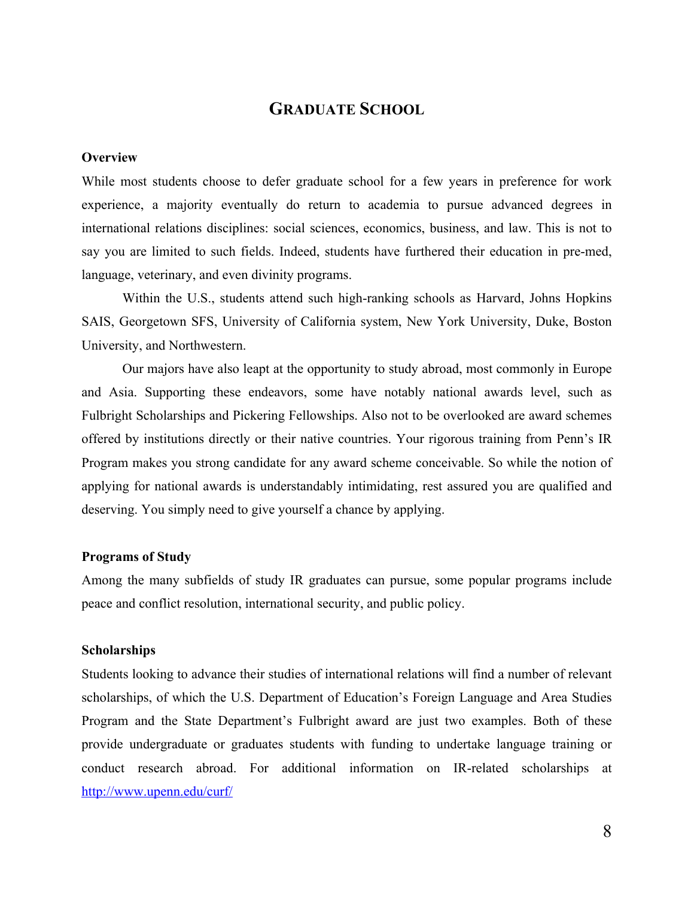# GRADUATE SCHOOL

**Overview**

While most students choose to defer graduate school for a few years in preference for work experience, a majority eventually do return to academia to pursue advanced degrees in international relations disciplines: social sciences, economics, business, and law. This is not to say you are limited to such fields. Indeed, students have furthered their education in pre-med, language, veterinary, and even divinity programs.

Within the U.S., students attend such high-ranking schools as Harvard, Johns Hopkins SAIS, Georgetown SFS, University of California system, New York University, Duke, Boston University, and Northwestern.

Our majors have also leapt at the opportunity to study abroad, most commonly in Europe and Asia. Supporting these endeavors, some have notably national awards level, such as Fulbright Scholarships and Pickering Fellowships. Also not to be overlooked are award schemes offered by institutions directly or their native countries. Your rigorous training from Penn's IR Program makes you strong candidate for any award scheme conceivable. So while the notion of applying for national awards is understandably intimidating, rest assured you are qualified and deserving. You simply need to give yourself a chance by applying.

**Programs of Study**

Among the many subfields of study IR graduates can pursue, some popular programs include peace and conflict resolution, international security, and public policy.

**Scholarships**

Students looking to advance their studies of international relations will find a number of relevant scholarships, of which the U.S. Department of Education's Foreign Language and Area Studies Program and the State Department's Fulbright award are just two examples. Both of these provide undergraduate or graduates students with funding to undertake language training or conduct research abroad. For additional information on IR-related scholarships at [http://www.upenn.edu/curf/](http://www.upenn.edu/curf/)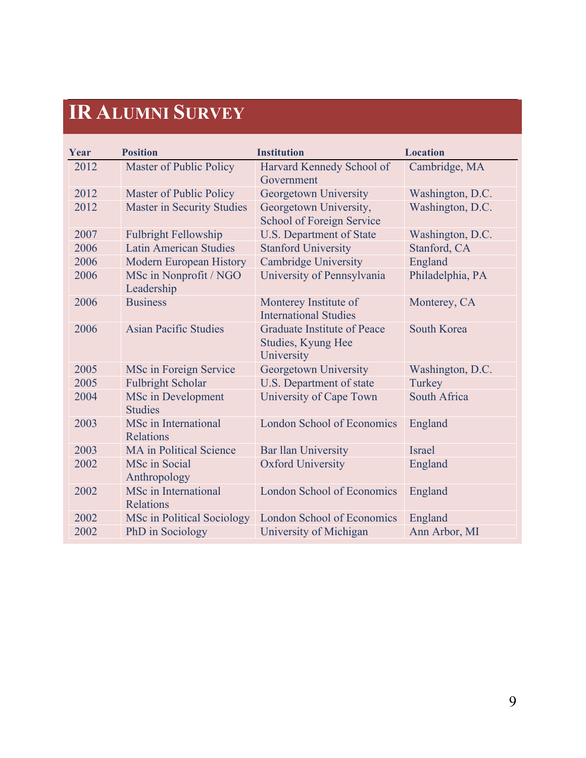# IR Alumni Survey

| Year | Position | Institution | Location |
|---|---|---|---|
| 2012 | Master of Public Policy | Harvard Kennedy School of Government | Cambridge, MA |
| 2012 | Master of Public Policy | Georgetown University | Washington, D.C. |
| 2012 | Master in Security Studies | Georgetown University, School of Foreign Service | Washington, D.C. |
| 2007 | Fulbright Fellowship | U.S. Department of State | Washington, D.C. |
| 2006 | Latin American Studies | Stanford University | Stanford, CA |
| 2006 | Modern European History | Cambridge University | England |
| 2006 | MSc in Nonprofit / NGO Leadership | University of Pennsylvania | Philadelphia, PA |
| 2006 | Business | Monterey Institute of International Studies | Monterey, CA |
| 2006 | Asian Pacific Studies | Graduate Institute of Peace Studies, Kyung Hee University | South Korea |
| 2005 | MSc in Foreign Service | Georgetown University | Washington, D.C. |
| 2005 | Fulbright Scholar | U.S. Department of state | Turkey |
| 2004 | MSc in Development Studies | University of Cape Town | South Africa |
| 2003 | MSc in International Relations | London School of Economics | England |
| 2003 | MA in Political Science | Bar llan University | Israel |
| 2002 | MSc in Social Anthropology | Oxford University | England |
| 2002 | MSc in International Relations | London School of Economics | England |
| 2002 | MSc in Political Sociology | London School of Economics | England |
| 2002 | PhD in Sociology | University of Michigan | Ann Arbor, MI |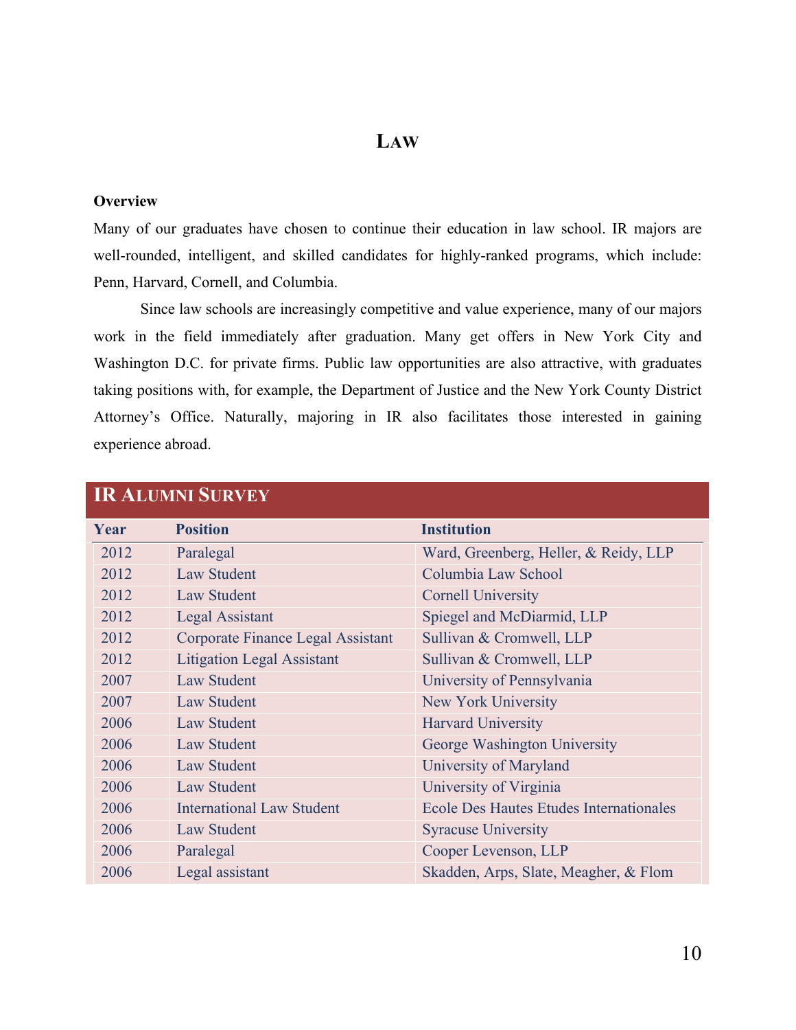# LAW

**Overview**

Many of our graduates have chosen to continue their education in law school. IR majors are well-rounded, intelligent, and skilled candidates for highly-ranked programs, which include: Penn, Harvard, Cornell, and Columbia.

Since law schools are increasingly competitive and value experience, many of our majors work in the field immediately after graduation. Many get offers in New York City and Washington D.C. for private firms. Public law opportunities are also attractive, with graduates taking positions with, for example, the Department of Justice and the New York County District Attorney's Office. Naturally, majoring in IR also facilitates those interested in gaining experience abroad.

## IR ALUMNI SURVEY

| Year | Position | Institution |
|---|---|---|
| 2012 | Paralegal | Ward, Greenberg, Heller, & Reidy, LLP |
| 2012 | Law Student | Columbia Law School |
| 2012 | Law Student | Cornell University |
| 2012 | Legal Assistant | Spiegel and McDiarmid, LLP |
| 2012 | Corporate Finance Legal Assistant | Sullivan & Cromwell, LLP |
| 2012 | Litigation Legal Assistant | Sullivan & Cromwell, LLP |
| 2007 | Law Student | University of Pennsylvania |
| 2007 | Law Student | New York University |
| 2006 | Law Student | Harvard University |
| 2006 | Law Student | George Washington University |
| 2006 | Law Student | University of Maryland |
| 2006 | Law Student | University of Virginia |
| 2006 | International Law Student | Ecole Des Hautes Etudes Internationales |
| 2006 | Law Student | Syracuse University |
| 2006 | Paralegal | Cooper Levenson, LLP |
| 2006 | Legal assistant | Skadden, Arps, Slate, Meagher, & Flom |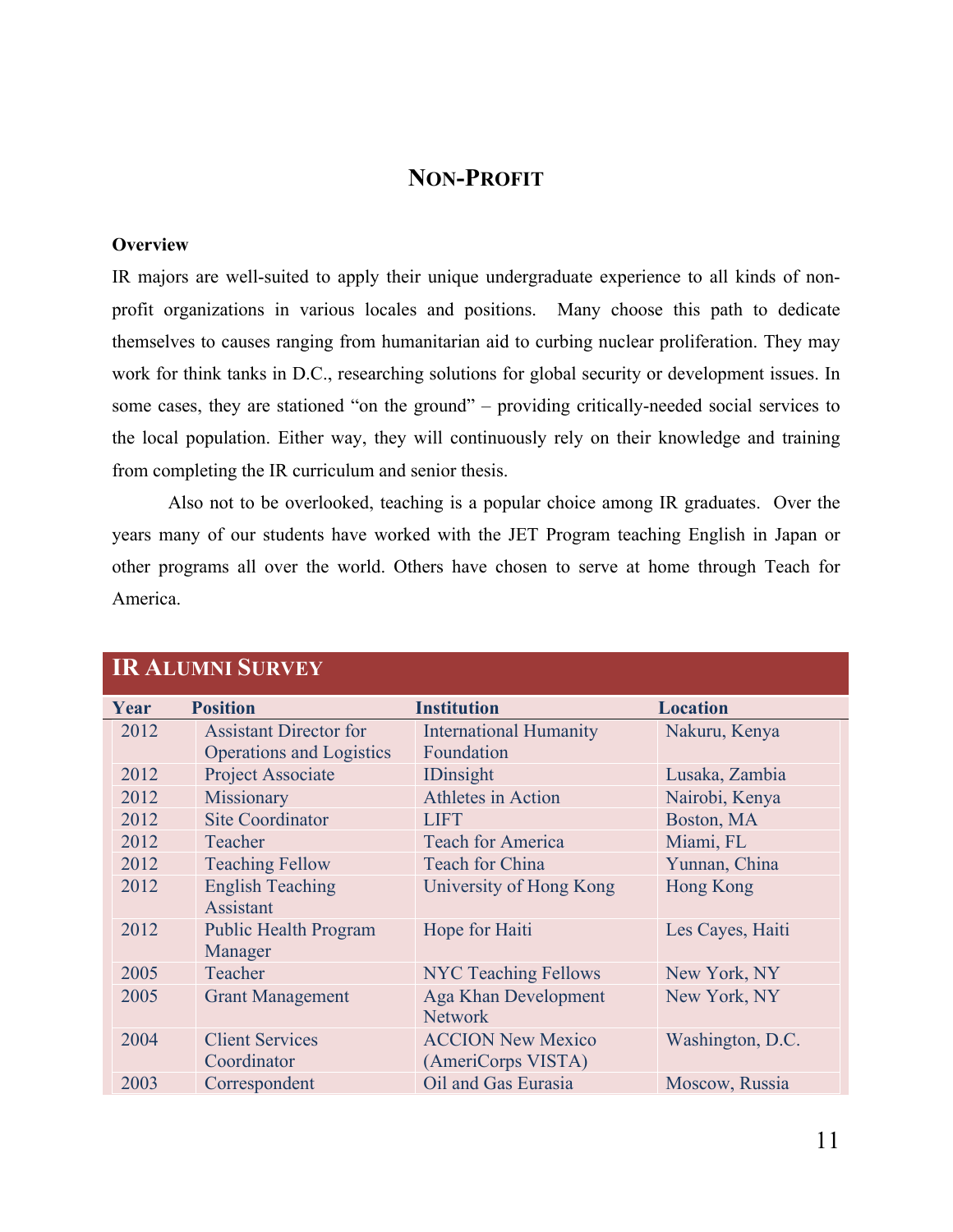# Non-Profit

**Overview**

IR majors are well-suited to apply their unique undergraduate experience to all kinds of non-profit organizations in various locales and positions. Many choose this path to dedicate themselves to causes ranging from humanitarian aid to curbing nuclear proliferation. They may work for think tanks in D.C., researching solutions for global security or development issues. In some cases, they are stationed "on the ground" – providing critically-needed social services to the local population. Either way, they will continuously rely on their knowledge and training from completing the IR curriculum and senior thesis.

Also not to be overlooked, teaching is a popular choice among IR graduates. Over the years many of our students have worked with the JET Program teaching English in Japan or other programs all over the world. Others have chosen to serve at home through Teach for America.

## IR Alumni Survey

| Year | Position | Institution | Location |
|---|---|---|---|
| 2012 | Assistant Director for Operations and Logistics | International Humanity Foundation | Nakuru, Kenya |
| 2012 | Project Associate | IDinsight | Lusaka, Zambia |
| 2012 | Missionary | Athletes in Action | Nairobi, Kenya |
| 2012 | Site Coordinator | LIFT | Boston, MA |
| 2012 | Teacher | Teach for America | Miami, FL |
| 2012 | Teaching Fellow | Teach for China | Yunnan, China |
| 2012 | English Teaching Assistant | University of Hong Kong | Hong Kong |
| 2012 | Public Health Program Manager | Hope for Haiti | Les Cayes, Haiti |
| 2005 | Teacher | NYC Teaching Fellows | New York, NY |
| 2005 | Grant Management | Aga Khan Development Network | New York, NY |
| 2004 | Client Services Coordinator | ACCION New Mexico (AmeriCorps VISTA) | Washington, D.C. |
| 2003 | Correspondent | Oil and Gas Eurasia | Moscow, Russia |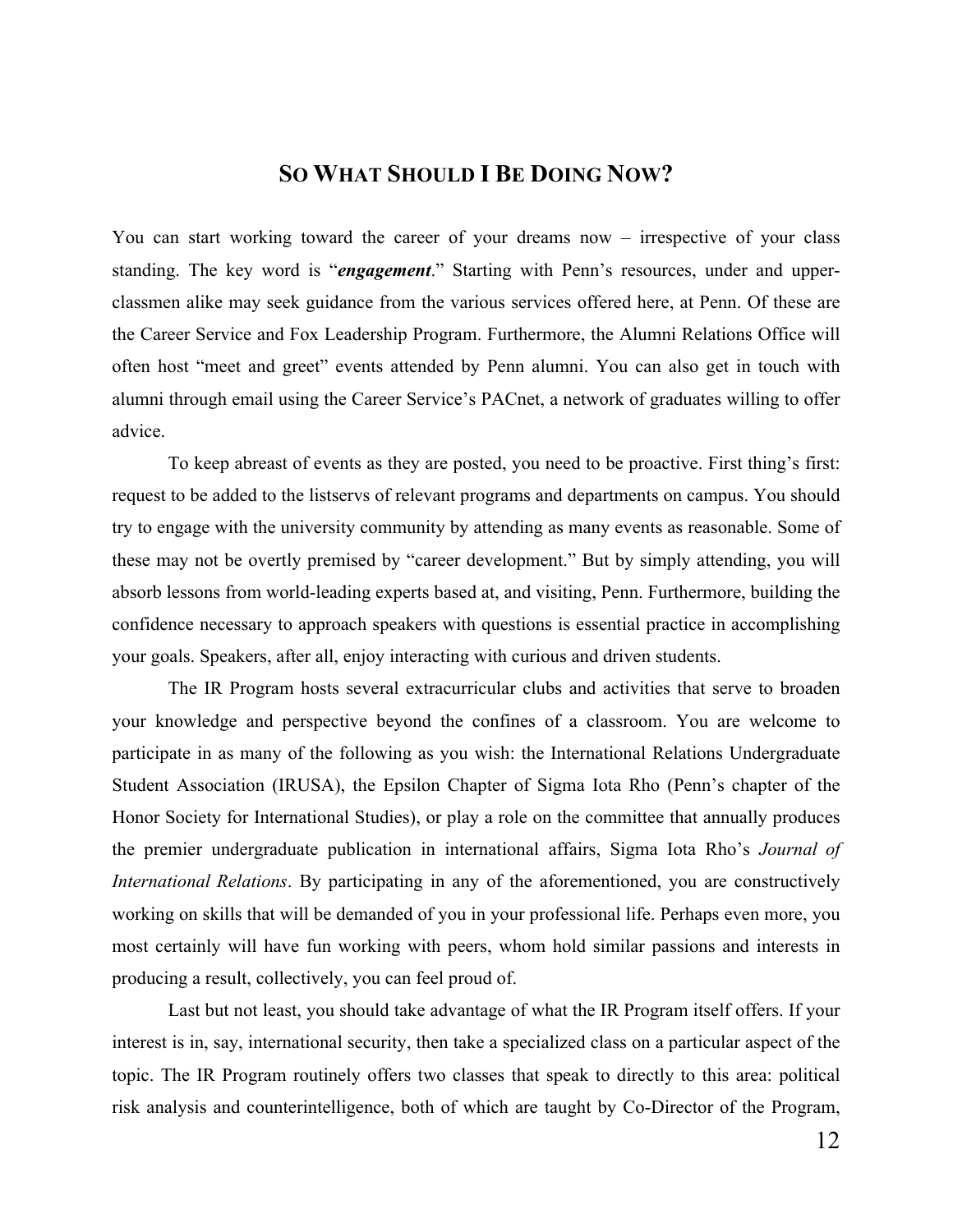## SO WHAT SHOULD I BE DOING NOW?

You can start working toward the career of your dreams now – irrespective of your class standing. The key word is "***engagement***." Starting with Penn's resources, under and upper-classmen alike may seek guidance from the various services offered here, at Penn. Of these are the Career Service and Fox Leadership Program. Furthermore, the Alumni Relations Office will often host "meet and greet" events attended by Penn alumni. You can also get in touch with alumni through email using the Career Service's PACnet, a network of graduates willing to offer advice.

To keep abreast of events as they are posted, you need to be proactive. First thing's first: request to be added to the listservs of relevant programs and departments on campus. You should try to engage with the university community by attending as many events as reasonable. Some of these may not be overtly premised by "career development." But by simply attending, you will absorb lessons from world-leading experts based at, and visiting, Penn. Furthermore, building the confidence necessary to approach speakers with questions is essential practice in accomplishing your goals. Speakers, after all, enjoy interacting with curious and driven students.

The IR Program hosts several extracurricular clubs and activities that serve to broaden your knowledge and perspective beyond the confines of a classroom. You are welcome to participate in as many of the following as you wish: the International Relations Undergraduate Student Association (IRUSA), the Epsilon Chapter of Sigma Iota Rho (Penn's chapter of the Honor Society for International Studies), or play a role on the committee that annually produces the premier undergraduate publication in international affairs, Sigma Iota Rho's *Journal of International Relations*. By participating in any of the aforementioned, you are constructively working on skills that will be demanded of you in your professional life. Perhaps even more, you most certainly will have fun working with peers, whom hold similar passions and interests in producing a result, collectively, you can feel proud of.

Last but not least, you should take advantage of what the IR Program itself offers. If your interest is in, say, international security, then take a specialized class on a particular aspect of the topic. The IR Program routinely offers two classes that speak to directly to this area: political risk analysis and counterintelligence, both of which are taught by Co-Director of the Program,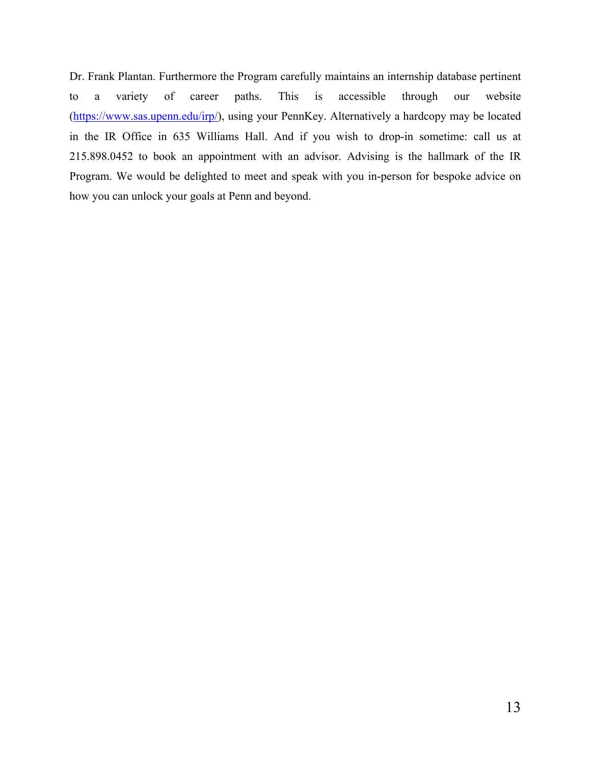Dr. Frank Plantan. Furthermore the Program carefully maintains an internship database pertinent to a variety of career paths. This is accessible through our website (https://www.sas.upenn.edu/irp/), using your PennKey. Alternatively a hardcopy may be located in the IR Office in 635 Williams Hall. And if you wish to drop-in sometime: call us at 215.898.0452 to book an appointment with an advisor. Advising is the hallmark of the IR Program. We would be delighted to meet and speak with you in-person for bespoke advice on how you can unlock your goals at Penn and beyond.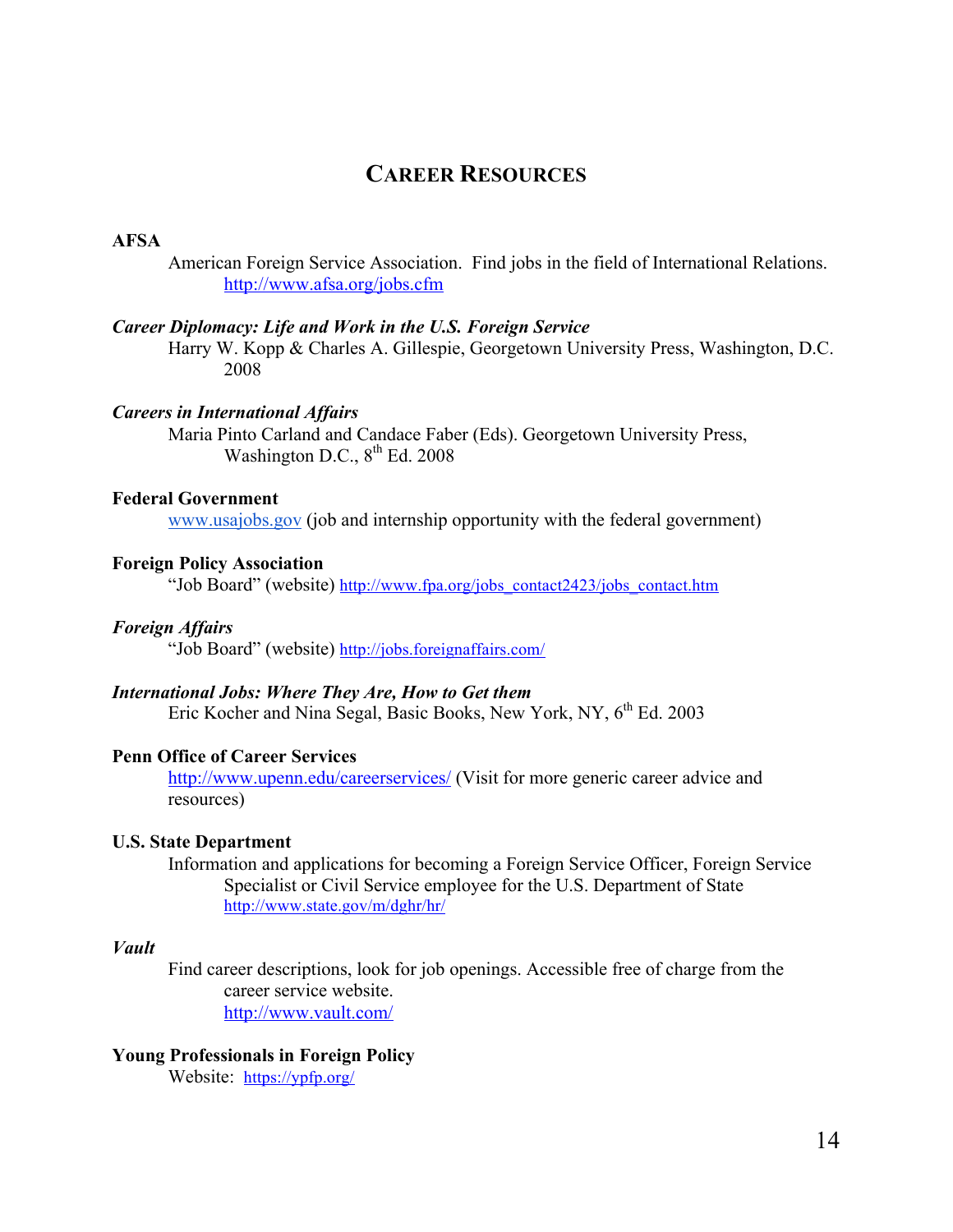# Career Resources

**AFSA**

American Foreign Service Association. Find jobs in the field of International Relations. http://www.afsa.org/jobs.cfm

***Career Diplomacy: Life and Work in the U.S. Foreign Service***

Harry W. Kopp & Charles A. Gillespie, Georgetown University Press, Washington, D.C. 2008

***Careers in International Affairs***

Maria Pinto Carland and Candace Faber (Eds). Georgetown University Press, Washington D.C., 8th Ed. 2008

**Federal Government**

www.usajobs.gov (job and internship opportunity with the federal government)

**Foreign Policy Association**

"Job Board" (website) http://www.fpa.org/jobs_contact2423/jobs_contact.htm

***Foreign Affairs***

"Job Board" (website) http://jobs.foreignaffairs.com/

***International Jobs: Where They Are, How to Get them***

Eric Kocher and Nina Segal, Basic Books, New York, NY, 6th Ed. 2003

**Penn Office of Career Services**

http://www.upenn.edu/careerservices/ (Visit for more generic career advice and resources)

**U.S. State Department**

Information and applications for becoming a Foreign Service Officer, Foreign Service Specialist or Civil Service employee for the U.S. Department of State http://www.state.gov/m/dghr/hr/

***Vault***

Find career descriptions, look for job openings. Accessible free of charge from the career service website. http://www.vault.com/

**Young Professionals in Foreign Policy**

Website: https://ypfp.org/